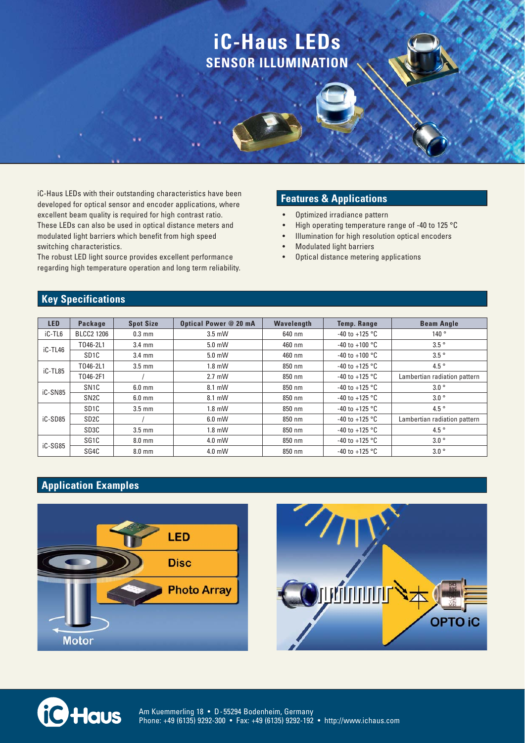# iC-Haus LEDs

## SENSOR ILLUMINATION

iC-Haus LEDs with their outstanding characteristics have been developed for optical sensor and encoder applications, where excellent beam quality is required for high contrast ratio. These LEDs can also be used in optical distance meters and modulated light barriers which benefit from high speed switching characteristics.
The robust LED light source provides excellent performance regarding high temperature operation and long term reliability.

## Features & Applications

- Optimized irradiance pattern
- High operating temperature range of -40 to 125 °C
- Illumination for high resolution optical encoders
- Modulated light barriers
- Optical distance metering applications

## Key Specifications

| LED | Package | Spot Size | Optical Power @ 20 mA | Wavelength | Temp. Range | Beam Angle |
|---|---|---|---|---|---|---|
| iC-TL6 | BLCC2 1206 | 0.3 mm | 3.5 mW | 640 nm | -40 to +125 °C | 140 ° |
| iC-TL46 | TO46-2L1 | 3.4 mm | 5.0 mW | 460 nm | -40 to +100 °C | 3.5 ° |
| | SD1C | 3.4 mm | 5.0 mW | 460 nm | -40 to +100 °C | 3.5 ° |
| iC-TL85 | TO46-2L1 | 3.5 mm | 1.8 mW | 850 nm | -40 to +125 °C | 4.5 ° |
| | TO46-2F1 | / | 2.7 mW | 850 nm | -40 to +125 °C | Lambertian radiation pattern |
| iC-SN85 | SN1C | 6.0 mm | 8.1 mW | 850 nm | -40 to +125 °C | 3.0 ° |
| | SN2C | 6.0 mm | 8.1 mW | 850 nm | -40 to +125 °C | 3.0 ° |
| iC-SD85 | SD1C | 3.5 mm | 1.8 mW | 850 nm | -40 to +125 °C | 4.5 ° |
| | SD2C | / | 6.0 mW | 850 nm | -40 to +125 °C | Lambertian radiation pattern |
| | SD3C | 3.5 mm | 1.8 mW | 850 nm | -40 to +125 °C | 4.5 ° |
| iC-SG85 | SG1C | 8.0 mm | 4.0 mW | 850 nm | -40 to +125 °C | 3.0 ° |
| | SG4C | 8.0 mm | 4.0 mW | 850 nm | -40 to +125 °C | 3.0 ° |

## Application Examples

Am Kuemmerling 18 • D-55294 Bodenheim, Germany
Phone: +49 (6135) 9292-300 • Fax: +49 (6135) 9292-192 • http://www.ichaus.com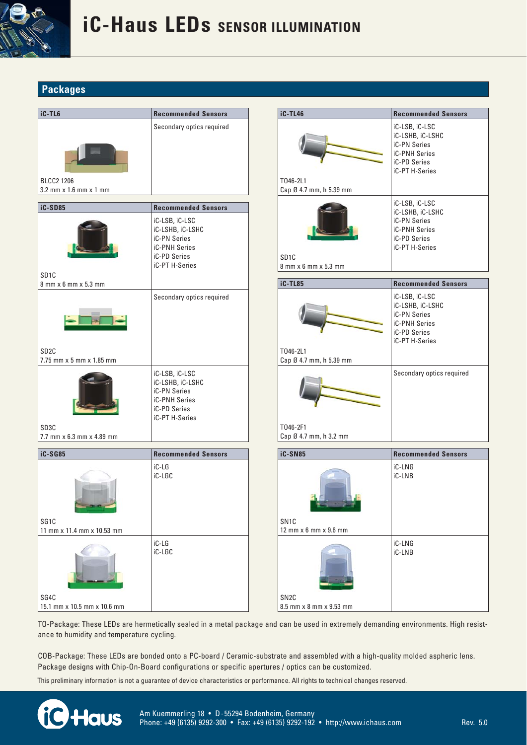# iC-Haus LEDs SENSOR ILLUMINATION

## Packages

| iC-TL6 | Recommended Sensors |
|---|---|
| BLCC2 1206<br>3.2 mm x 1.6 mm x 1 mm | Secondary optics required |

| iC-SD85 | Recommended Sensors |
|---|---|
| SD1C<br>8 mm x 6 mm x 5.3 mm | iC-LSB, iC-LSC<br>iC-LSHB, iC-LSHC<br>iC-PN Series<br>iC-PNH Series<br>iC-PD Series<br>iC-PT H-Series |
| SD2C<br>7.75 mm x 5 mm x 1.85 mm | Secondary optics required |
| SD3C<br>7.7 mm x 6.3 mm x 4.89 mm | iC-LSB, iC-LSC<br>iC-LSHB, iC-LSHC<br>iC-PN Series<br>iC-PNH Series<br>iC-PD Series<br>iC-PT H-Series |

| iC-SG85 | Recommended Sensors |
|---|---|
| SG1C<br>11 mm x 11.4 mm x 10.53 mm | iC-LG<br>iC-LGC |
| SG4C<br>15.1 mm x 10.5 mm x 10.6 mm | iC-LG<br>iC-LGC |

| iC-TL46 | Recommended Sensors |
|---|---|
| TO46-2L1<br>Cap Ø 4.7 mm, h 5.39 mm | iC-LSB, iC-LSC<br>iC-LSHB, iC-LSHC<br>iC-PN Series<br>iC-PNH Series<br>iC-PD Series<br>iC-PT H-Series |
| SD1C<br>8 mm x 6 mm x 5.3 mm | iC-LSB, iC-LSC<br>iC-LSHB, iC-LSHC<br>iC-PN Series<br>iC-PNH Series<br>iC-PD Series<br>iC-PT H-Series |

| iC-TL85 | Recommended Sensors |
|---|---|
| TO46-2L1<br>Cap Ø 4.7 mm, h 5.39 mm | iC-LSB, iC-LSC<br>iC-LSHB, iC-LSHC<br>iC-PN Series<br>iC-PNH Series<br>iC-PD Series<br>iC-PT H-Series |
| TO46-2F1<br>Cap Ø 4.7 mm, h 3.2 mm | Secondary optics required |

| iC-SN85 | Recommended Sensors |
|---|---|
| SN1C<br>12 mm x 6 mm x 9.6 mm | iC-LNG<br>iC-LNB |
| SN2C<br>8.5 mm x 8 mm x 9.53 mm | iC-LNG<br>iC-LNB |

TO-Package: These LEDs are hermetically sealed in a metal package and can be used in extremely demanding environments. High resistance to humidity and temperature cycling.

COB-Package: These LEDs are bonded onto a PC-board / Ceramic-substrate and assembled with a high-quality molded aspheric lens. Package designs with Chip-On-Board configurations or specific apertures / optics can be customized.

This preliminary information is not a guarantee of device characteristics or performance. All rights to technical changes reserved.

iC-Haus

Am Kuemmerling 18 • D-55294 Bodenheim, Germany
Phone: +49 (6135) 9292-300 • Fax: +49 (6135) 9292-192 • http://www.ichaus.com

Rev. 5.0